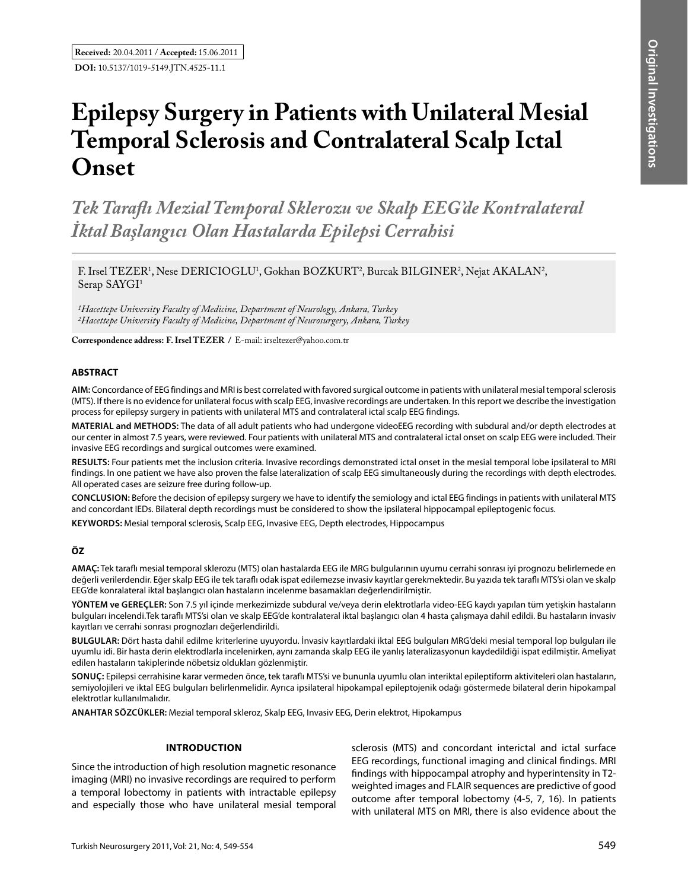**Received:** 20.04.2011 / **Accepted:** 15.06.2011

**DOI:** 10.5137/1019-5149.JTN.4525-11.1

# Epilepsy Surgery in Patients with Unilateral Mesial Temporal Sclerosis and Contralateral Scalp Ictal Onset

## *Tek Taraflı Mezial Temporal Sklerozu ve Skalp EEG'de Kontralateral İktal Başlangıcı Olan Hastalarda Epilepsi Cerrahisi*

F. Irsel TEZER[1], Nese DERICIOGLU[1], Gokhan BOZKURT[2], Burcak BILGINER[2], Nejat AKALAN[2], Serap SAYGI[1]

*[1]Hacettepe University Faculty of Medicine, Department of Neurology, Ankara, Turkey*
*[2]Hacettepe University Faculty of Medicine, Department of Neurosurgery, Ankara, Turkey*

**Correspondence address: F. Irsel TEZER /** E-mail: irseltezer@yahoo.com.tr

### ABSTRACT

**AIM:** Concordance of EEG findings and MRI is best correlated with favored surgical outcome in patients with unilateral mesial temporal sclerosis (MTS). If there is no evidence for unilateral focus with scalp EEG, invasive recordings are undertaken. In this report we describe the investigation process for epilepsy surgery in patients with unilateral MTS and contralateral ictal scalp EEG findings.

**MATERIAL and METHODS:** The data of all adult patients who had undergone videoEEG recording with subdural and/or depth electrodes at our center in almost 7.5 years, were reviewed. Four patients with unilateral MTS and contralateral ictal onset on scalp EEG were included. Their invasive EEG recordings and surgical outcomes were examined.

**RESULTS:** Four patients met the inclusion criteria. Invasive recordings demonstrated ictal onset in the mesial temporal lobe ipsilateral to MRI findings. In one patient we have also proven the false lateralization of scalp EEG simultaneously during the recordings with depth electrodes. All operated cases are seizure free during follow-up.

**CONCLUSION:** Before the decision of epilepsy surgery we have to identify the semiology and ictal EEG findings in patients with unilateral MTS and concordant IEDs. Bilateral depth recordings must be considered to show the ipsilateral hippocampal epileptogenic focus.

**KEYWORDS:** Mesial temporal sclerosis, Scalp EEG, Invasive EEG, Depth electrodes, Hippocampus

### ÖZ

**AMAÇ:** Tek taraflı mesial temporal sklerozu (MTS) olan hastalarda EEG ile MRG bulgularının uyumu cerrahi sonrası iyi prognozu belirlemede en değerli verilerdendir. Eğer skalp EEG ile tek taraflı odak ispat edilemezse invasiv kayıtlar gerekmektedir. Bu yazıda tek taraflı MTS'si olan ve skalp EEG'de konralateral iktal başlangıcı olan hastaların incelenme basamakları değerlendirilmiştir.

**YÖNTEM ve GEREÇLER:** Son 7.5 yıl içinde merkezimizde subdural ve/veya derin elektrotlarla video-EEG kaydı yapılan tüm yetişkin hastaların bulguları incelendi.Tek taraflı MTS'si olan ve skalp EEG'de kontralateral iktal başlangıcı olan 4 hasta çalışmaya dahil edildi. Bu hastaların invasiv kayıtları ve cerrahi sonrası prognozları değerlendirildi.

**BULGULAR:** Dört hasta dahil edilme kriterlerine uyuyordu. İnvasiv kayıtlardaki iktal EEG bulguları MRG'deki mesial temporal lop bulguları ile uyumlu idi. Bir hasta derin elektrodlarla incelenirken, aynı zamanda skalp EEG ile yanlış lateralizasyonun kaydedildiği ispat edilmiştir. Ameliyat edilen hastaların takiplerinde nöbetsiz oldukları gözlenmiştir.

**SONUÇ:** Epilepsi cerrahisine karar vermeden önce, tek taraflı MTS'si ve bununla uyumlu olan interiktal epileptiform aktiviteleri olan hastaların, semiyolojileri ve iktal EEG bulguları belirlenmelidir. Ayrıca ipsilateral hipokampal epileptojenik odağı göstermede bilateral derin hipokampal elektrotlar kullanılmalıdır.

**ANAHTAR SÖZCÜKLER:** Mezial temporal skleroz, Skalp EEG, Invasiv EEG, Derin elektrot, Hipokampus

### INTRODUCTION

Since the introduction of high resolution magnetic resonance imaging (MRI) no invasive recordings are required to perform a temporal lobectomy in patients with intractable epilepsy and especially those who have unilateral mesial temporal sclerosis (MTS) and concordant interictal and ictal surface EEG recordings, functional imaging and clinical findings. MRI findings with hippocampal atrophy and hyperintensity in T2-weighted images and FLAIR sequences are predictive of good outcome after temporal lobectomy (4-5, 7, 16). In patients with unilateral MTS on MRI, there is also evidence about the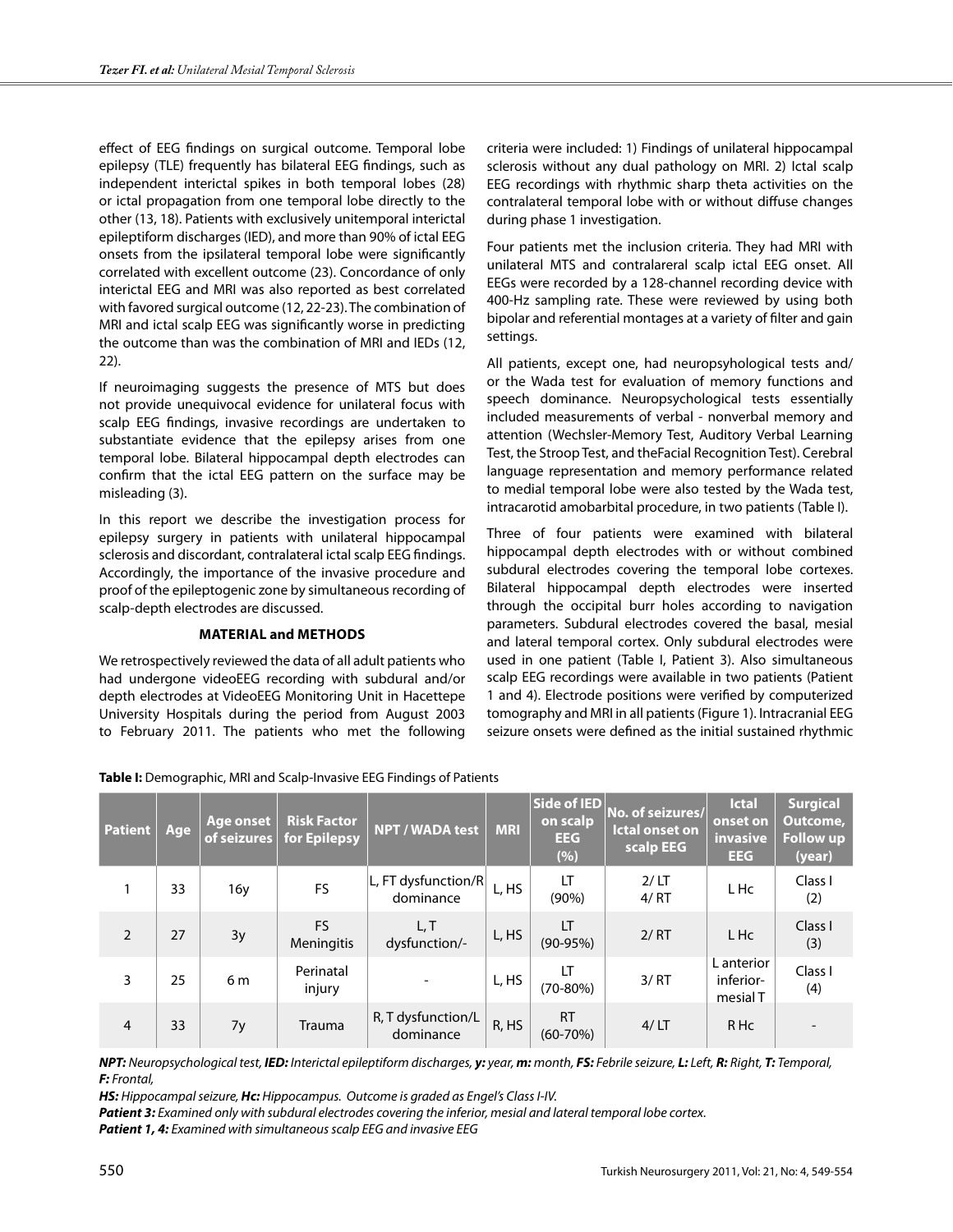effect of EEG findings on surgical outcome. Temporal lobe epilepsy (TLE) frequently has bilateral EEG findings, such as independent interictal spikes in both temporal lobes (28) or ictal propagation from one temporal lobe directly to the other (13, 18). Patients with exclusively unitemporal interictal epileptiform discharges (IED), and more than 90% of ictal EEG onsets from the ipsilateral temporal lobe were significantly correlated with excellent outcome (23). Concordance of only interictal EEG and MRI was also reported as best correlated with favored surgical outcome (12, 22-23). The combination of MRI and ictal scalp EEG was significantly worse in predicting the outcome than was the combination of MRI and IEDs (12, 22).

If neuroimaging suggests the presence of MTS but does not provide unequivocal evidence for unilateral focus with scalp EEG findings, invasive recordings are undertaken to substantiate evidence that the epilepsy arises from one temporal lobe. Bilateral hippocampal depth electrodes can confirm that the ictal EEG pattern on the surface may be misleading (3).

In this report we describe the investigation process for epilepsy surgery in patients with unilateral hippocampal sclerosis and discordant, contralateral ictal scalp EEG findings. Accordingly, the importance of the invasive procedure and proof of the epileptogenic zone by simultaneous recording of scalp-depth electrodes are discussed.

## MATERIAL and METHODS

We retrospectively reviewed the data of all adult patients who had undergone videoEEG recording with subdural and/or depth electrodes at VideoEEG Monitoring Unit in Hacettepe University Hospitals during the period from August 2003 to February 2011. The patients who met the following criteria were included: 1) Findings of unilateral hippocampal sclerosis without any dual pathology on MRI. 2) Ictal scalp EEG recordings with rhythmic sharp theta activities on the contralateral temporal lobe with or without diffuse changes during phase 1 investigation.

Four patients met the inclusion criteria. They had MRI with unilateral MTS and contralareral scalp ictal EEG onset. All EEGs were recorded by a 128-channel recording device with 400-Hz sampling rate. These were reviewed by using both bipolar and referential montages at a variety of filter and gain settings.

All patients, except one, had neuropsyhological tests and/or the Wada test for evaluation of memory functions and speech dominance. Neuropsychological tests essentially included measurements of verbal - nonverbal memory and attention (Wechsler-Memory Test, Auditory Verbal Learning Test, the Stroop Test, and theFacial Recognition Test). Cerebral language representation and memory performance related to medial temporal lobe were also tested by the Wada test, intracarotid amobarbital procedure, in two patients (Table I).

Three of four patients were examined with bilateral hippocampal depth electrodes with or without combined subdural electrodes covering the temporal lobe cortexes. Bilateral hippocampal depth electrodes were inserted through the occipital burr holes according to navigation parameters. Subdural electrodes covered the basal, mesial and lateral temporal cortex. Only subdural electrodes were used in one patient (Table I, Patient 3). Also simultaneous scalp EEG recordings were available in two patients (Patient 1 and 4). Electrode positions were verified by computerized tomography and MRI in all patients (Figure 1). Intracranial EEG seizure onsets were defined as the initial sustained rhythmic

**Table I:** Demographic, MRI and Scalp-Invasive EEG Findings of Patients

| Patient | Age | Age onset of seizures | Risk Factor for Epilepsy | NPT / WADA test | MRI | Side of IED on scalp EEG (%) | No. of seizures/ Ictal onset on scalp EEG | Ictal onset on invasive EEG | Surgical Outcome, Follow up (year) |
|---|---|---|---|---|---|---|---|---|---|
| 1 | 33 | 16y | FS | L, FT dysfunction/R dominance | L, HS | LT (90%) | 2/ LT<br>4/ RT | L Hc | Class I (2) |
| 2 | 27 | 3y | FS<br>Meningitis | L, T dysfunction/- | L, HS | LT (90-95%) | 2/ RT | L Hc | Class I (3) |
| 3 | 25 | 6 m | Perinatal injury | - | L, HS | LT (70-80%) | 3/ RT | L anterior inferior-mesial T | Class I (4) |
| 4 | 33 | 7y | Trauma | R, T dysfunction/L dominance | R, HS | RT (60-70%) | 4/ LT | R Hc | - |

***NPT:*** *Neuropsychological test,* ***IED:*** *Interictal epileptiform discharges,* ***y:*** *year,* ***m:*** *month,* ***FS:*** *Febrile seizure,* ***L:*** *Left,* ***R:*** *Right,* ***T:*** *Temporal,* ***F:*** *Frontal,*

***HS:*** *Hippocampal seizure,* ***Hc:*** *Hippocampus. Outcome is graded as Engel's Class I-IV.*

***Patient 3:*** *Examined only with subdural electrodes covering the inferior, mesial and lateral temporal lobe cortex.*

***Patient 1, 4:*** *Examined with simultaneous scalp EEG and invasive EEG*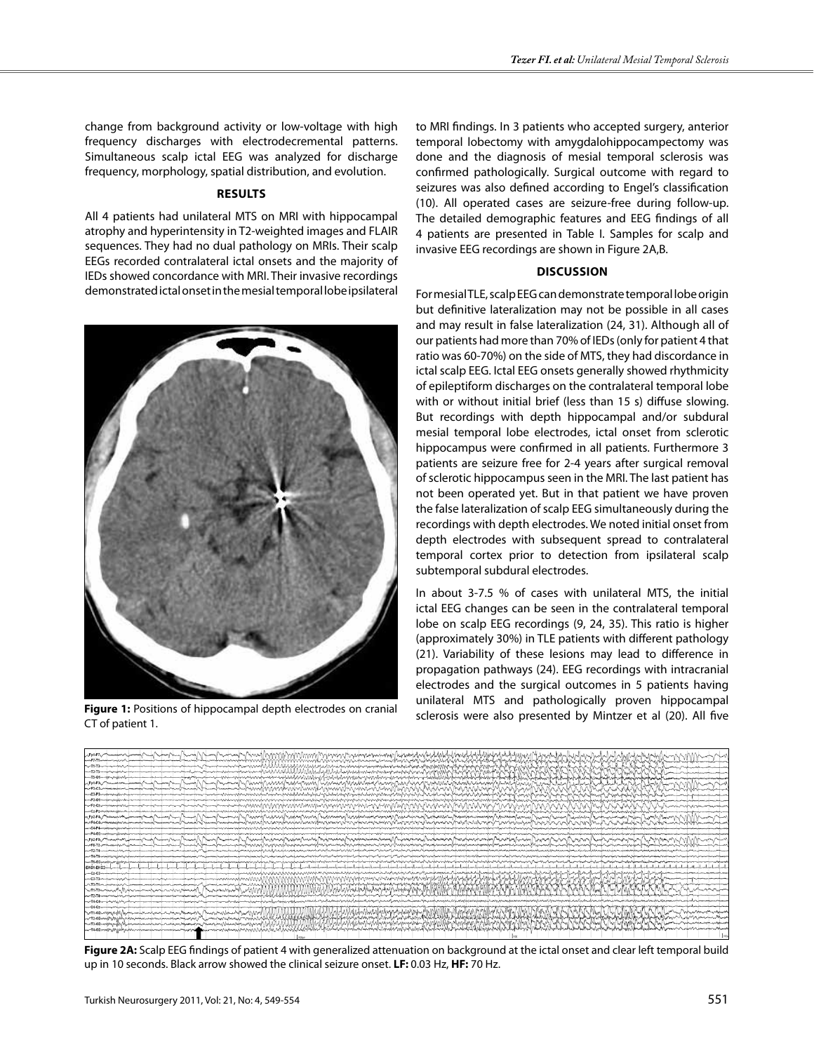change from background activity or low-voltage with high frequency discharges with electrodecremental patterns. Simultaneous scalp ictal EEG was analyzed for discharge frequency, morphology, spatial distribution, and evolution.

## RESULTS

All 4 patients had unilateral MTS on MRI with hippocampal atrophy and hyperintensity in T2-weighted images and FLAIR sequences. They had no dual pathology on MRIs. Their scalp EEGs recorded contralateral ictal onsets and the majority of IEDs showed concordance with MRI. Their invasive recordings demonstrated ictal onset in the mesial temporal lobe ipsilateral to MRI findings. In 3 patients who accepted surgery, anterior temporal lobectomy with amygdalohippocampectomy was done and the diagnosis of mesial temporal sclerosis was confirmed pathologically. Surgical outcome with regard to seizures was also defined according to Engel's classification (10). All operated cases are seizure-free during follow-up. The detailed demographic features and EEG findings of all 4 patients are presented in Table I. Samples for scalp and invasive EEG recordings are shown in Figure 2A,B.

**Figure 1:** Positions of hippocampal depth electrodes on cranial CT of patient 1.

## DISCUSSION

For mesial TLE, scalp EEG can demonstrate temporal lobe origin but definitive lateralization may not be possible in all cases and may result in false lateralization (24, 31). Although all of our patients had more than 70% of IEDs (only for patient 4 that ratio was 60-70%) on the side of MTS, they had discordance in ictal scalp EEG. Ictal EEG onsets generally showed rhythmicity of epileptiform discharges on the contralateral temporal lobe with or without initial brief (less than 15 s) diffuse slowing. But recordings with depth hippocampal and/or subdural mesial temporal lobe electrodes, ictal onset from sclerotic hippocampus were confirmed in all patients. Furthermore 3 patients are seizure free for 2-4 years after surgical removal of sclerotic hippocampus seen in the MRI. The last patient has not been operated yet. But in that patient we have proven the false lateralization of scalp EEG simultaneously during the recordings with depth electrodes. We noted initial onset from depth electrodes with subsequent spread to contralateral temporal cortex prior to detection from ipsilateral scalp subtemporal subdural electrodes.

In about 3-7.5 % of cases with unilateral MTS, the initial ictal EEG changes can be seen in the contralateral temporal lobe on scalp EEG recordings (9, 24, 35). This ratio is higher (approximately 30%) in TLE patients with different pathology (21). Variability of these lesions may lead to difference in propagation pathways (24). EEG recordings with intracranial electrodes and the surgical outcomes in 5 patients having unilateral MTS and pathologically proven hippocampal sclerosis were also presented by Mintzer et al (20). All five

**Figure 2A:** Scalp EEG findings of patient 4 with generalized attenuation on background at the ictal onset and clear left temporal build up in 10 seconds. Black arrow showed the clinical seizure onset. **LF:** 0.03 Hz, **HF:** 70 Hz.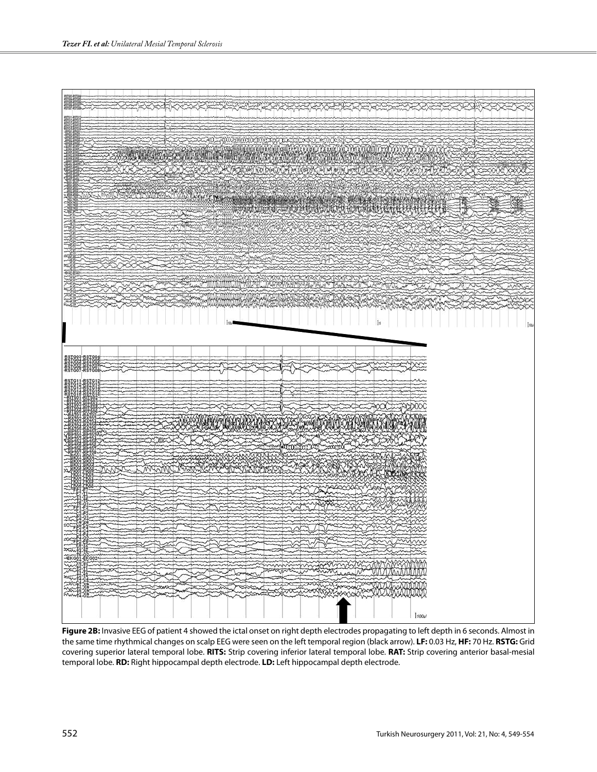**Figure 2B:** Invasive EEG of patient 4 showed the ictal onset on right depth electrodes propagating to left depth in 6 seconds. Almost in the same time rhythmical changes on scalp EEG were seen on the left temporal region (black arrow). **LF:** 0.03 Hz, **HF:** 70 Hz. **RSTG:** Grid covering superior lateral temporal lobe. **RITS:** Strip covering inferior lateral temporal lobe. **RAT:** Strip covering anterior basal-mesial temporal lobe. **RD:** Right hippocampal depth electrode. **LD:** Left hippocampal depth electrode.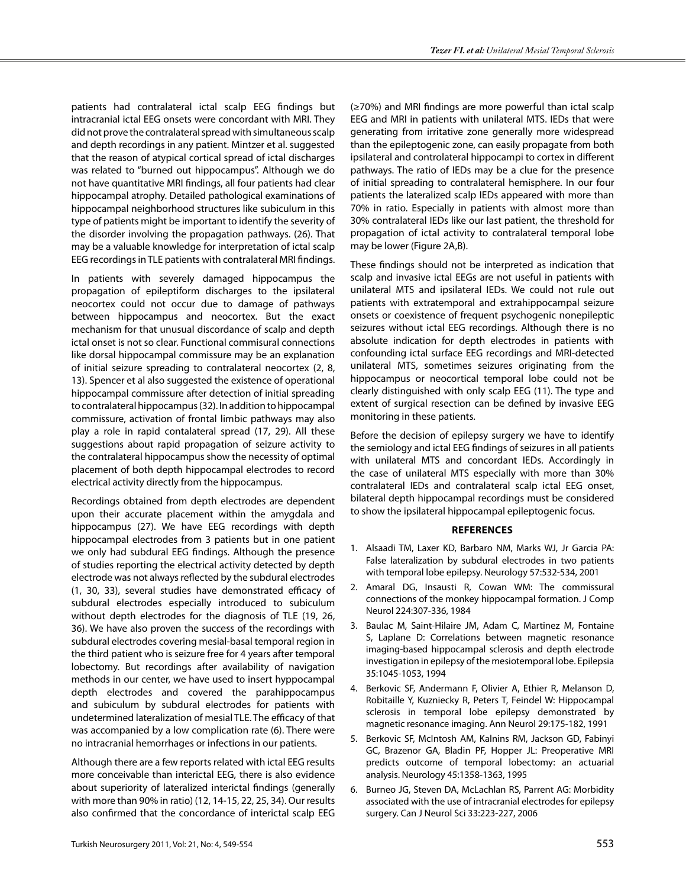patients had contralateral ictal scalp EEG findings but intracranial ictal EEG onsets were concordant with MRI. They did not prove the contralateral spread with simultaneous scalp and depth recordings in any patient. Mintzer et al. suggested that the reason of atypical cortical spread of ictal discharges was related to "burned out hippocampus". Although we do not have quantitative MRI findings, all four patients had clear hippocampal atrophy. Detailed pathological examinations of hippocampal neighborhood structures like subiculum in this type of patients might be important to identify the severity of the disorder involving the propagation pathways. (26). That may be a valuable knowledge for interpretation of ictal scalp EEG recordings in TLE patients with contralateral MRI findings.

In patients with severely damaged hippocampus the propagation of epileptiform discharges to the ipsilateral neocortex could not occur due to damage of pathways between hippocampus and neocortex. But the exact mechanism for that unusual discordance of scalp and depth ictal onset is not so clear. Functional commisural connections like dorsal hippocampal commissure may be an explanation of initial seizure spreading to contralateral neocortex (2, 8, 13). Spencer et al also suggested the existence of operational hippocampal commissure after detection of initial spreading to contralateral hippocampus (32). In addition to hippocampal commissure, activation of frontal limbic pathways may also play a role in rapid contalateral spread (17, 29). All these suggestions about rapid propagation of seizure activity to the contralateral hippocampus show the necessity of optimal placement of both depth hippocampal electrodes to record electrical activity directly from the hippocampus.

Recordings obtained from depth electrodes are dependent upon their accurate placement within the amygdala and hippocampus (27). We have EEG recordings with depth hippocampal electrodes from 3 patients but in one patient we only had subdural EEG findings. Although the presence of studies reporting the electrical activity detected by depth electrode was not always reflected by the subdural electrodes (1, 30, 33), several studies have demonstrated efficacy of subdural electrodes especially introduced to subiculum without depth electrodes for the diagnosis of TLE (19, 26, 36). We have also proven the success of the recordings with subdural electrodes covering mesial-basal temporal region in the third patient who is seizure free for 4 years after temporal lobectomy. But recordings after availability of navigation methods in our center, we have used to insert hyppocampal depth electrodes and covered the parahippocampus and subiculum by subdural electrodes for patients with undetermined lateralization of mesial TLE. The efficacy of that was accompanied by a low complication rate (6). There were no intracranial hemorrhages or infections in our patients.

Although there are a few reports related with ictal EEG results more conceivable than interictal EEG, there is also evidence about superiority of lateralized interictal findings (generally with more than 90% in ratio) (12, 14-15, 22, 25, 34). Our results also confirmed that the concordance of interictal scalp EEG (≥70%) and MRI findings are more powerful than ictal scalp EEG and MRI in patients with unilateral MTS. IEDs that were generating from irritative zone generally more widespread than the epileptogenic zone, can easily propagate from both ipsilateral and controlateral hippocampi to cortex in different pathways. The ratio of IEDs may be a clue for the presence of initial spreading to contralateral hemisphere. In our four patients the lateralized scalp IEDs appeared with more than 70% in ratio. Especially in patients with almost more than 30% contralateral IEDs like our last patient, the threshold for propagation of ictal activity to contralateral temporal lobe may be lower (Figure 2A,B).

These findings should not be interpreted as indication that scalp and invasive ictal EEGs are not useful in patients with unilateral MTS and ipsilateral IEDs. We could not rule out patients with extratemporal and extrahippocampal seizure onsets or coexistence of frequent psychogenic nonepileptic seizures without ictal EEG recordings. Although there is no absolute indication for depth electrodes in patients with confounding ictal surface EEG recordings and MRI-detected unilateral MTS, sometimes seizures originating from the hippocampus or neocortical temporal lobe could not be clearly distinguished with only scalp EEG (11). The type and extent of surgical resection can be defined by invasive EEG monitoring in these patients.

Before the decision of epilepsy surgery we have to identify the semiology and ictal EEG findings of seizures in all patients with unilateral MTS and concordant IEDs. Accordingly in the case of unilateral MTS especially with more than 30% contralateral IEDs and contralateral scalp ictal EEG onset, bilateral depth hippocampal recordings must be considered to show the ipsilateral hippocampal epileptogenic focus.

## REFERENCES

1. Alsaadi TM, Laxer KD, Barbaro NM, Marks WJ, Jr Garcia PA: False lateralization by subdural electrodes in two patients with temporal lobe epilepsy. Neurology 57:532-534, 2001
2. Amaral DG, Insausti R, Cowan WM: The commissural connections of the monkey hippocampal formation. J Comp Neurol 224:307-336, 1984
3. Baulac M, Saint-Hilaire JM, Adam C, Martinez M, Fontaine S, Laplane D: Correlations between magnetic resonance imaging-based hippocampal sclerosis and depth electrode investigation in epilepsy of the mesiotemporal lobe. Epilepsia 35:1045-1053, 1994
4. Berkovic SF, Andermann F, Olivier A, Ethier R, Melanson D, Robitaille Y, Kuzniecky R, Peters T, Feindel W: Hippocampal sclerosis in temporal lobe epilepsy demonstrated by magnetic resonance imaging. Ann Neurol 29:175-182, 1991
5. Berkovic SF, McIntosh AM, Kalnins RM, Jackson GD, Fabinyi GC, Brazenor GA, Bladin PF, Hopper JL: Preoperative MRI predicts outcome of temporal lobectomy: an actuarial analysis. Neurology 45:1358-1363, 1995
6. Burneo JG, Steven DA, McLachlan RS, Parrent AG: Morbidity associated with the use of intracranial electrodes for epilepsy surgery. Can J Neurol Sci 33:223-227, 2006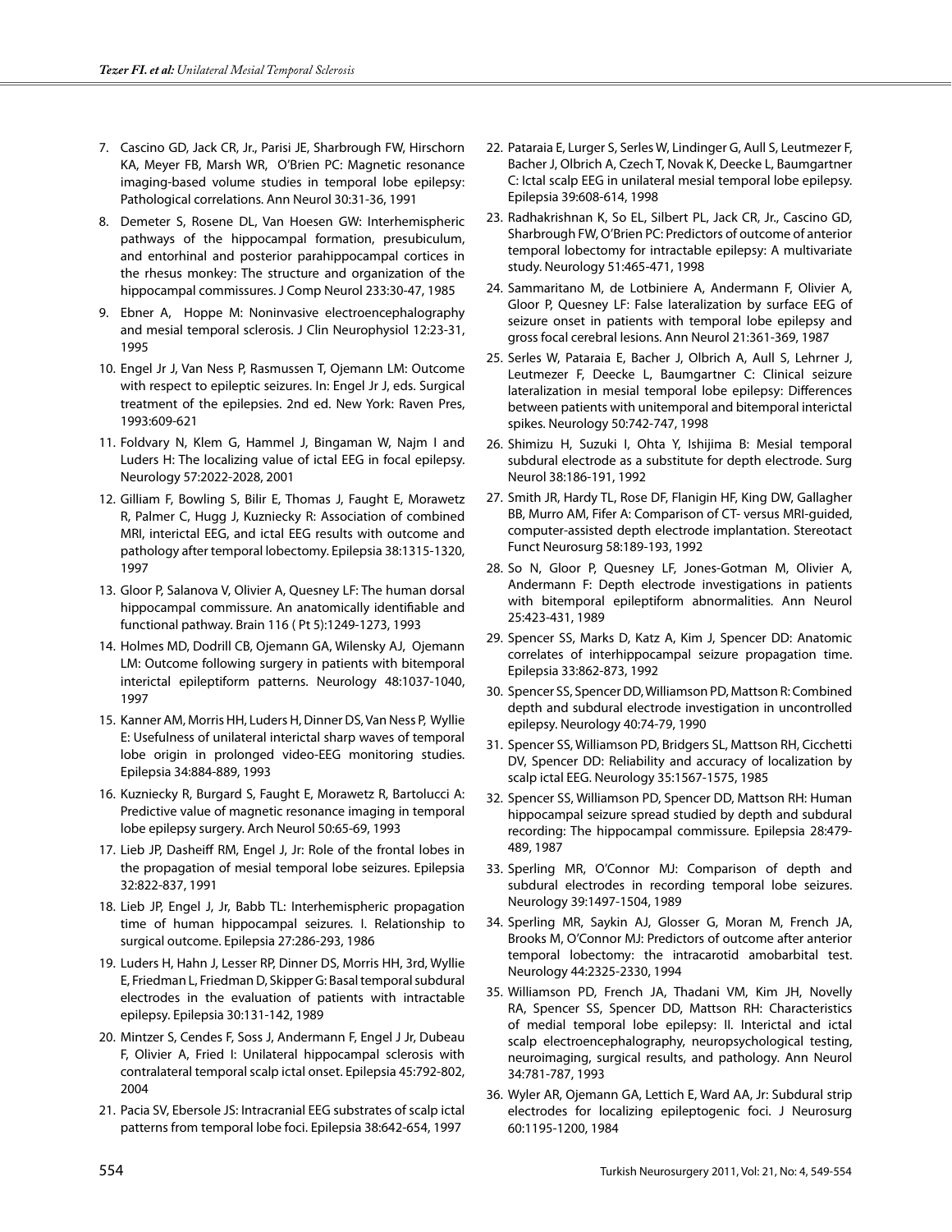7. Cascino GD, Jack CR, Jr., Parisi JE, Sharbrough FW, Hirschorn KA, Meyer FB, Marsh WR, O'Brien PC: Magnetic resonance imaging-based volume studies in temporal lobe epilepsy: Pathological correlations. Ann Neurol 30:31-36, 1991

8. Demeter S, Rosene DL, Van Hoesen GW: Interhemispheric pathways of the hippocampal formation, presubiculum, and entorhinal and posterior parahippocampal cortices in the rhesus monkey: The structure and organization of the hippocampal commissures. J Comp Neurol 233:30-47, 1985

9. Ebner A, Hoppe M: Noninvasive electroencephalography and mesial temporal sclerosis. J Clin Neurophysiol 12:23-31, 1995

10. Engel Jr J, Van Ness P, Rasmussen T, Ojemann LM: Outcome with respect to epileptic seizures. In: Engel Jr J, eds. Surgical treatment of the epilepsies. 2nd ed. New York: Raven Pres, 1993:609-621

11. Foldvary N, Klem G, Hammel J, Bingaman W, Najm I and Luders H: The localizing value of ictal EEG in focal epilepsy. Neurology 57:2022-2028, 2001

12. Gilliam F, Bowling S, Bilir E, Thomas J, Faught E, Morawetz R, Palmer C, Hugg J, Kuzniecky R: Association of combined MRI, interictal EEG, and ictal EEG results with outcome and pathology after temporal lobectomy. Epilepsia 38:1315-1320, 1997

13. Gloor P, Salanova V, Olivier A, Quesney LF: The human dorsal hippocampal commissure. An anatomically identifiable and functional pathway. Brain 116 ( Pt 5):1249-1273, 1993

14. Holmes MD, Dodrill CB, Ojemann GA, Wilensky AJ, Ojemann LM: Outcome following surgery in patients with bitemporal interictal epileptiform patterns. Neurology 48:1037-1040, 1997

15. Kanner AM, Morris HH, Luders H, Dinner DS, Van Ness P, Wyllie E: Usefulness of unilateral interictal sharp waves of temporal lobe origin in prolonged video-EEG monitoring studies. Epilepsia 34:884-889, 1993

16. Kuzniecky R, Burgard S, Faught E, Morawetz R, Bartolucci A: Predictive value of magnetic resonance imaging in temporal lobe epilepsy surgery. Arch Neurol 50:65-69, 1993

17. Lieb JP, Dasheiff RM, Engel J, Jr: Role of the frontal lobes in the propagation of mesial temporal lobe seizures. Epilepsia 32:822-837, 1991

18. Lieb JP, Engel J, Jr, Babb TL: Interhemispheric propagation time of human hippocampal seizures. I. Relationship to surgical outcome. Epilepsia 27:286-293, 1986

19. Luders H, Hahn J, Lesser RP, Dinner DS, Morris HH, 3rd, Wyllie E, Friedman L, Friedman D, Skipper G: Basal temporal subdural electrodes in the evaluation of patients with intractable epilepsy. Epilepsia 30:131-142, 1989

20. Mintzer S, Cendes F, Soss J, Andermann F, Engel J Jr, Dubeau F, Olivier A, Fried I: Unilateral hippocampal sclerosis with contralateral temporal scalp ictal onset. Epilepsia 45:792-802, 2004

21. Pacia SV, Ebersole JS: Intracranial EEG substrates of scalp ictal patterns from temporal lobe foci. Epilepsia 38:642-654, 1997

22. Pataraia E, Lurger S, Serles W, Lindinger G, Aull S, Leutmezer F, Bacher J, Olbrich A, Czech T, Novak K, Deecke L, Baumgartner C: Ictal scalp EEG in unilateral mesial temporal lobe epilepsy. Epilepsia 39:608-614, 1998

23. Radhakrishnan K, So EL, Silbert PL, Jack CR, Jr., Cascino GD, Sharbrough FW, O'Brien PC: Predictors of outcome of anterior temporal lobectomy for intractable epilepsy: A multivariate study. Neurology 51:465-471, 1998

24. Sammaritano M, de Lotbiniere A, Andermann F, Olivier A, Gloor P, Quesney LF: False lateralization by surface EEG of seizure onset in patients with temporal lobe epilepsy and gross focal cerebral lesions. Ann Neurol 21:361-369, 1987

25. Serles W, Pataraia E, Bacher J, Olbrich A, Aull S, Lehrner J, Leutmezer F, Deecke L, Baumgartner C: Clinical seizure lateralization in mesial temporal lobe epilepsy: Differences between patients with unitemporal and bitemporal interictal spikes. Neurology 50:742-747, 1998

26. Shimizu H, Suzuki I, Ohta Y, Ishijima B: Mesial temporal subdural electrode as a substitute for depth electrode. Surg Neurol 38:186-191, 1992

27. Smith JR, Hardy TL, Rose DF, Flanigin HF, King DW, Gallagher BB, Murro AM, Fifer A: Comparison of CT- versus MRI-guided, computer-assisted depth electrode implantation. Stereotact Funct Neurosurg 58:189-193, 1992

28. So N, Gloor P, Quesney LF, Jones-Gotman M, Olivier A, Andermann F: Depth electrode investigations in patients with bitemporal epileptiform abnormalities. Ann Neurol 25:423-431, 1989

29. Spencer SS, Marks D, Katz A, Kim J, Spencer DD: Anatomic correlates of interhippocampal seizure propagation time. Epilepsia 33:862-873, 1992

30. Spencer SS, Spencer DD, Williamson PD, Mattson R: Combined depth and subdural electrode investigation in uncontrolled epilepsy. Neurology 40:74-79, 1990

31. Spencer SS, Williamson PD, Bridgers SL, Mattson RH, Cicchetti DV, Spencer DD: Reliability and accuracy of localization by scalp ictal EEG. Neurology 35:1567-1575, 1985

32. Spencer SS, Williamson PD, Spencer DD, Mattson RH: Human hippocampal seizure spread studied by depth and subdural recording: The hippocampal commissure. Epilepsia 28:479-489, 1987

33. Sperling MR, O'Connor MJ: Comparison of depth and subdural electrodes in recording temporal lobe seizures. Neurology 39:1497-1504, 1989

34. Sperling MR, Saykin AJ, Glosser G, Moran M, French JA, Brooks M, O'Connor MJ: Predictors of outcome after anterior temporal lobectomy: the intracarotid amobarbital test. Neurology 44:2325-2330, 1994

35. Williamson PD, French JA, Thadani VM, Kim JH, Novelly RA, Spencer SS, Spencer DD, Mattson RH: Characteristics of medial temporal lobe epilepsy: II. Interictal and ictal scalp electroencephalography, neuropsychological testing, neuroimaging, surgical results, and pathology. Ann Neurol 34:781-787, 1993

36. Wyler AR, Ojemann GA, Lettich E, Ward AA, Jr: Subdural strip electrodes for localizing epileptogenic foci. J Neurosurg 60:1195-1200, 1984